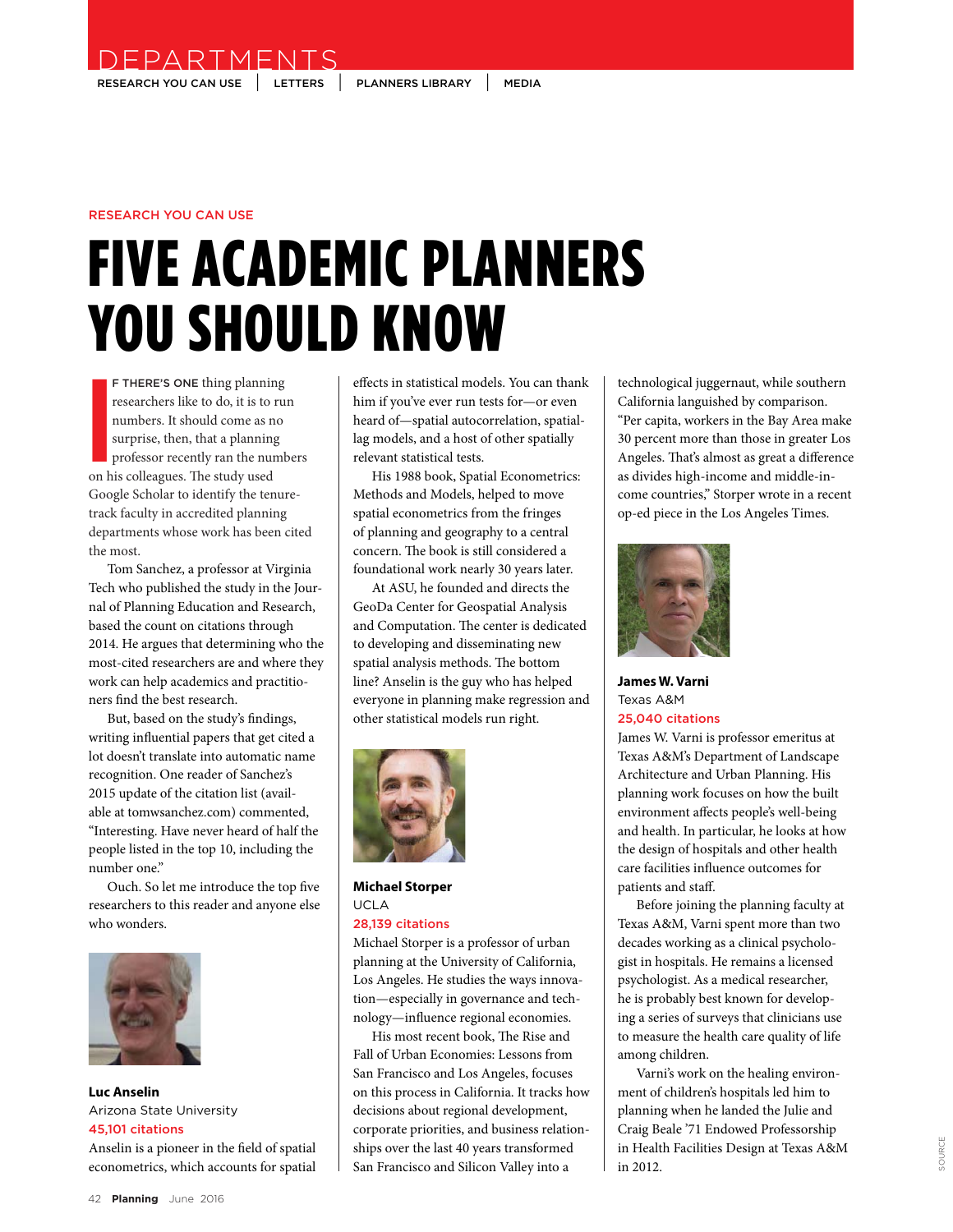DEPARTMENTS

RESEARCH YOU CAN USE | LETTERS | PLANNERS LIBRARY | MEDIA

RESEARCH YOU CAN USE

# FIVE ACADEMIC PLANNERS YOU SHOULD KNOW

IF THERE'S ONE thing planning researchers like to do, it is to run numbers. It should come as no surprise, then, that a planning professor recently ran the numbers on his colleagues. The study used Google Scholar to identify the tenure-track faculty in accredited planning departments whose work has been cited the most.

Tom Sanchez, a professor at Virginia Tech who published the study in the Journal of Planning Education and Research, based the count on citations through 2014. He argues that determining who the most-cited researchers are and where they work can help academics and practitioners find the best research.

But, based on the study's findings, writing influential papers that get cited a lot doesn't translate into automatic name recognition. One reader of Sanchez's 2015 update of the citation list (available at tomwsanchez.com) commented, "Interesting. Have never heard of half the people listed in the top 10, including the number one."

Ouch. So let me introduce the top five researchers to this reader and anyone else who wonders.

**Luc Anselin**
Arizona State University
45,101 citations

Anselin is a pioneer in the field of spatial econometrics, which accounts for spatial effects in statistical models. You can thank him if you've ever run tests for—or even heard of—spatial autocorrelation, spatial-lag models, and a host of other spatially relevant statistical tests.

His 1988 book, Spatial Econometrics: Methods and Models, helped to move spatial econometrics from the fringes of planning and geography to a central concern. The book is still considered a foundational work nearly 30 years later.

At ASU, he founded and directs the GeoDa Center for Geospatial Analysis and Computation. The center is dedicated to developing and disseminating new spatial analysis methods. The bottom line? Anselin is the guy who has helped everyone in planning make regression and other statistical models run right.

**Michael Storper**
UCLA
28,139 citations

Michael Storper is a professor of urban planning at the University of California, Los Angeles. He studies the ways innovation—especially in governance and technology—influence regional economies.

His most recent book, The Rise and Fall of Urban Economies: Lessons from San Francisco and Los Angeles, focuses on this process in California. It tracks how decisions about regional development, corporate priorities, and business relationships over the last 40 years transformed San Francisco and Silicon Valley into a technological juggernaut, while southern California languished by comparison. "Per capita, workers in the Bay Area make 30 percent more than those in greater Los Angeles. That's almost as great a difference as divides high-income and middle-income countries," Storper wrote in a recent op-ed piece in the Los Angeles Times.

**James W. Varni**
Texas A&M
25,040 citations

James W. Varni is professor emeritus at Texas A&M's Department of Landscape Architecture and Urban Planning. His planning work focuses on how the built environment affects people's well-being and health. In particular, he looks at how the design of hospitals and other health care facilities influence outcomes for patients and staff.

Before joining the planning faculty at Texas A&M, Varni spent more than two decades working as a clinical psychologist in hospitals. He remains a licensed psychologist. As a medical researcher, he is probably best known for developing a series of surveys that clinicians use to measure the health care quality of life among children.

Varni's work on the healing environment of children's hospitals led him to planning when he landed the Julie and Craig Beale '71 Endowed Professorship in Health Facilities Design at Texas A&M in 2012.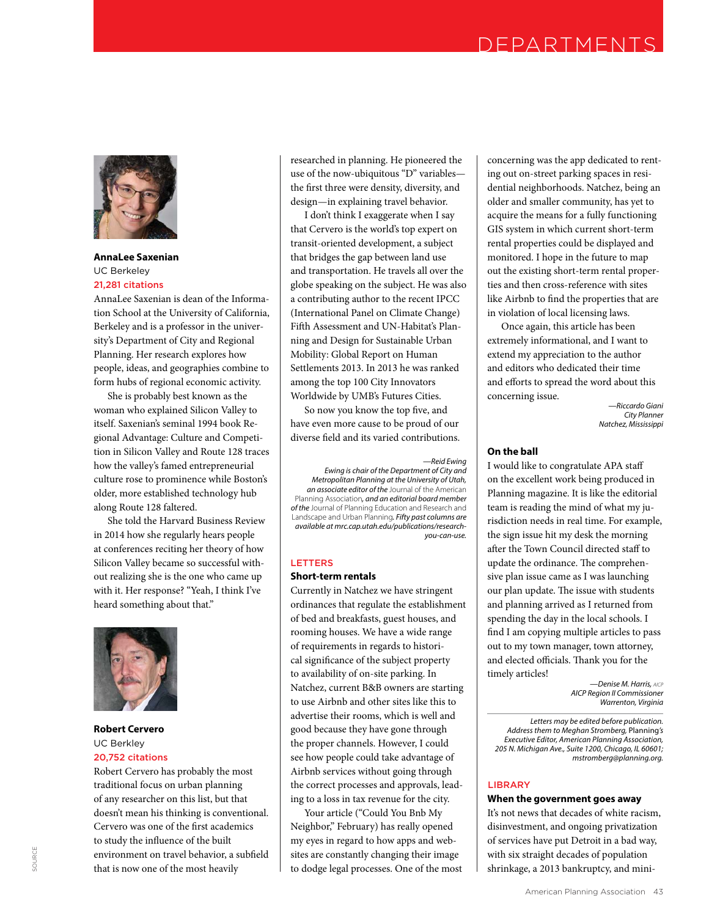**AnnaLee Saxenian**
UC Berkeley
21,281 citations

AnnaLee Saxenian is dean of the Information School at the University of California, Berkeley and is a professor in the university's Department of City and Regional Planning. Her research explores how people, ideas, and geographies combine to form hubs of regional economic activity.

She is probably best known as the woman who explained Silicon Valley to itself. Saxenian's seminal 1994 book Regional Advantage: Culture and Competition in Silicon Valley and Route 128 traces how the valley's famed entrepreneurial culture rose to prominence while Boston's older, more established technology hub along Route 128 faltered.

She told the Harvard Business Review in 2014 how she regularly hears people at conferences reciting her theory of how Silicon Valley became so successful without realizing she is the one who came up with it. Her response? "Yeah, I think I've heard something about that."

**Robert Cervero**
UC Berkley
20,752 citations

Robert Cervero has probably the most traditional focus on urban planning of any researcher on this list, but that doesn't mean his thinking is conventional. Cervero was one of the first academics to study the influence of the built environment on travel behavior, a subfield that is now one of the most heavily researched in planning. He pioneered the use of the now-ubiquitous "D" variables—the first three were density, diversity, and design—in explaining travel behavior.

I don't think I exaggerate when I say that Cervero is the world's top expert on transit-oriented development, a subject that bridges the gap between land use and transportation. He travels all over the globe speaking on the subject. He was also a contributing author to the recent IPCC (International Panel on Climate Change) Fifth Assessment and UN-Habitat's Planning and Design for Sustainable Urban Mobility: Global Report on Human Settlements 2013. In 2013 he was ranked among the top 100 City Innovators Worldwide by UMB's Futures Cities.

So now you know the top five, and have even more cause to be proud of our diverse field and its varied contributions.

*—Reid Ewing*
*Ewing is chair of the Department of City and Metropolitan Planning at the University of Utah, an associate editor of the* Journal of the American Planning Association, *and an editorial board member of the* Journal of Planning Education and Research *and* Landscape and Urban Planning. *Fifty past columns are available at mrc.cap.utah.edu/publications/research-you-can-use.*

## LETTERS

### Short-term rentals

Currently in Natchez we have stringent ordinances that regulate the establishment of bed and breakfasts, guest houses, and rooming houses. We have a wide range of requirements in regards to historical significance of the subject property to availability of on-site parking. In Natchez, current B&B owners are starting to use Airbnb and other sites like this to advertise their rooms, which is well and good because they have gone through the proper channels. However, I could see how people could take advantage of Airbnb services without going through the correct processes and approvals, leading to a loss in tax revenue for the city.

Your article ("Could You Bnb My Neighbor," February) has really opened my eyes in regard to how apps and websites are constantly changing their image to dodge legal processes. One of the most concerning was the app dedicated to renting out on-street parking spaces in residential neighborhoods. Natchez, being an older and smaller community, has yet to acquire the means for a fully functioning GIS system in which current short-term rental properties could be displayed and monitored. I hope in the future to map out the existing short-term rental properties and then cross-reference with sites like Airbnb to find the properties that are in violation of local licensing laws.

Once again, this article has been extremely informational, and I want to extend my appreciation to the author and editors who dedicated their time and efforts to spread the word about this concerning issue.

*—Riccardo Giani*
*City Planner*
*Natchez, Mississippi*

### On the ball

I would like to congratulate APA staff on the excellent work being produced in Planning magazine. It is like the editorial team is reading the mind of what my jurisdiction needs in real time. For example, the sign issue hit my desk the morning after the Town Council directed staff to update the ordinance. The comprehensive plan issue came as I was launching our plan update. The issue with students and planning arrived as I returned from spending the day in the local schools. I find I am copying multiple articles to pass out to my town manager, town attorney, and elected officials. Thank you for the timely articles!

*—Denise M. Harris, AICP*
*AICP Region II Commissioner*
*Warrenton, Virginia*

*Letters may be edited before publication. Address them to Meghan Stromberg,* Planning's *Executive Editor, American Planning Association, 205 N. Michigan Ave., Suite 1200, Chicago, IL 60601; mstromberg@planning.org.*

## LIBRARY

### When the government goes away

It's not news that decades of white racism, disinvestment, and ongoing privatization of services have put Detroit in a bad way, with six straight decades of population shrinkage, a 2013 bankruptcy, and mini-